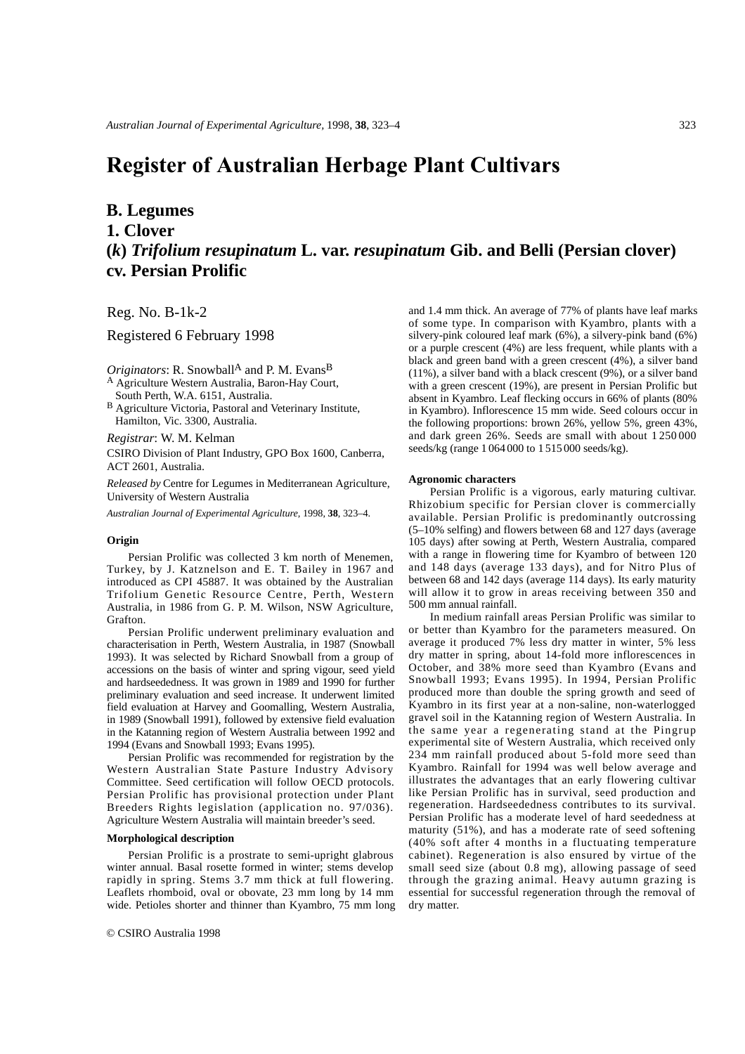# Register of Australian Herbage Plant Cultivars

## B. Legumes

## 1. Clover

## (*k*) *Trifolium resupinatum* L. var. *resupinatum* Gib. and Belli (Persian clover) cv. Persian Prolific

Reg. No. B-1k-2

Registered 6 February 1998

*Originators*: R. Snowball[A] and P. M. Evans[B]

[A] Agriculture Western Australia, Baron-Hay Court, South Perth, W.A. 6151, Australia.

[B] Agriculture Victoria, Pastoral and Veterinary Institute, Hamilton, Vic. 3300, Australia.

*Registrar*: W. M. Kelman

CSIRO Division of Plant Industry, GPO Box 1600, Canberra, ACT 2601, Australia.

*Released by* Centre for Legumes in Mediterranean Agriculture, University of Western Australia

*Australian Journal of Experimental Agriculture*, 1998, **38**, 323–4.

### Origin

Persian Prolific was collected 3 km north of Menemen, Turkey, by J. Katznelson and E. T. Bailey in 1967 and introduced as CPI 45887. It was obtained by the Australian Trifolium Genetic Resource Centre, Perth, Western Australia, in 1986 from G. P. M. Wilson, NSW Agriculture, Grafton.

Persian Prolific underwent preliminary evaluation and characterisation in Perth, Western Australia, in 1987 (Snowball 1993). It was selected by Richard Snowball from a group of accessions on the basis of winter and spring vigour, seed yield and hardseededness. It was grown in 1989 and 1990 for further preliminary evaluation and seed increase. It underwent limited field evaluation at Harvey and Goomalling, Western Australia, in 1989 (Snowball 1991), followed by extensive field evaluation in the Katanning region of Western Australia between 1992 and 1994 (Evans and Snowball 1993; Evans 1995).

Persian Prolific was recommended for registration by the Western Australian State Pasture Industry Advisory Committee. Seed certification will follow OECD protocols. Persian Prolific has provisional protection under Plant Breeders Rights legislation (application no. 97/036). Agriculture Western Australia will maintain breeder's seed.

### Morphological description

Persian Prolific is a prostrate to semi-upright glabrous winter annual. Basal rosette formed in winter; stems develop rapidly in spring. Stems 3.7 mm thick at full flowering. Leaflets rhomboid, oval or obovate, 23 mm long by 14 mm wide. Petioles shorter and thinner than Kyambro, 75 mm long and 1.4 mm thick. An average of 77% of plants have leaf marks of some type. In comparison with Kyambro, plants with a silvery-pink coloured leaf mark (6%), a silvery-pink band (6%) or a purple crescent (4%) are less frequent, while plants with a black and green band with a green crescent (4%), a silver band (11%), a silver band with a black crescent (9%), or a silver band with a green crescent (19%), are present in Persian Prolific but absent in Kyambro. Leaf flecking occurs in 66% of plants (80% in Kyambro). Inflorescence 15 mm wide. Seed colours occur in the following proportions: brown 26%, yellow 5%, green 43%, and dark green 26%. Seeds are small with about 1 250 000 seeds/kg (range 1 064 000 to 1 515 000 seeds/kg).

### Agronomic characters

Persian Prolific is a vigorous, early maturing cultivar. Rhizobium specific for Persian clover is commercially available. Persian Prolific is predominantly outcrossing (5–10% selfing) and flowers between 68 and 127 days (average 105 days) after sowing at Perth, Western Australia, compared with a range in flowering time for Kyambro of between 120 and 148 days (average 133 days), and for Nitro Plus of between 68 and 142 days (average 114 days). Its early maturity will allow it to grow in areas receiving between 350 and 500 mm annual rainfall.

In medium rainfall areas Persian Prolific was similar to or better than Kyambro for the parameters measured. On average it produced 7% less dry matter in winter, 5% less dry matter in spring, about 14-fold more inflorescences in October, and 38% more seed than Kyambro (Evans and Snowball 1993; Evans 1995). In 1994, Persian Prolific produced more than double the spring growth and seed of Kyambro in its first year at a non-saline, non-waterlogged gravel soil in the Katanning region of Western Australia. In the same year a regenerating stand at the Pingrup experimental site of Western Australia, which received only 234 mm rainfall produced about 5-fold more seed than Kyambro. Rainfall for 1994 was well below average and illustrates the advantages that an early flowering cultivar like Persian Prolific has in survival, seed production and regeneration. Hardseededness contributes to its survival. Persian Prolific has a moderate level of hard seededness at maturity (51%), and has a moderate rate of seed softening (40% soft after 4 months in a fluctuating temperature cabinet). Regeneration is also ensured by virtue of the small seed size (about 0.8 mg), allowing passage of seed through the grazing animal. Heavy autumn grazing is essential for successful regeneration through the removal of dry matter.

© CSIRO Australia 1998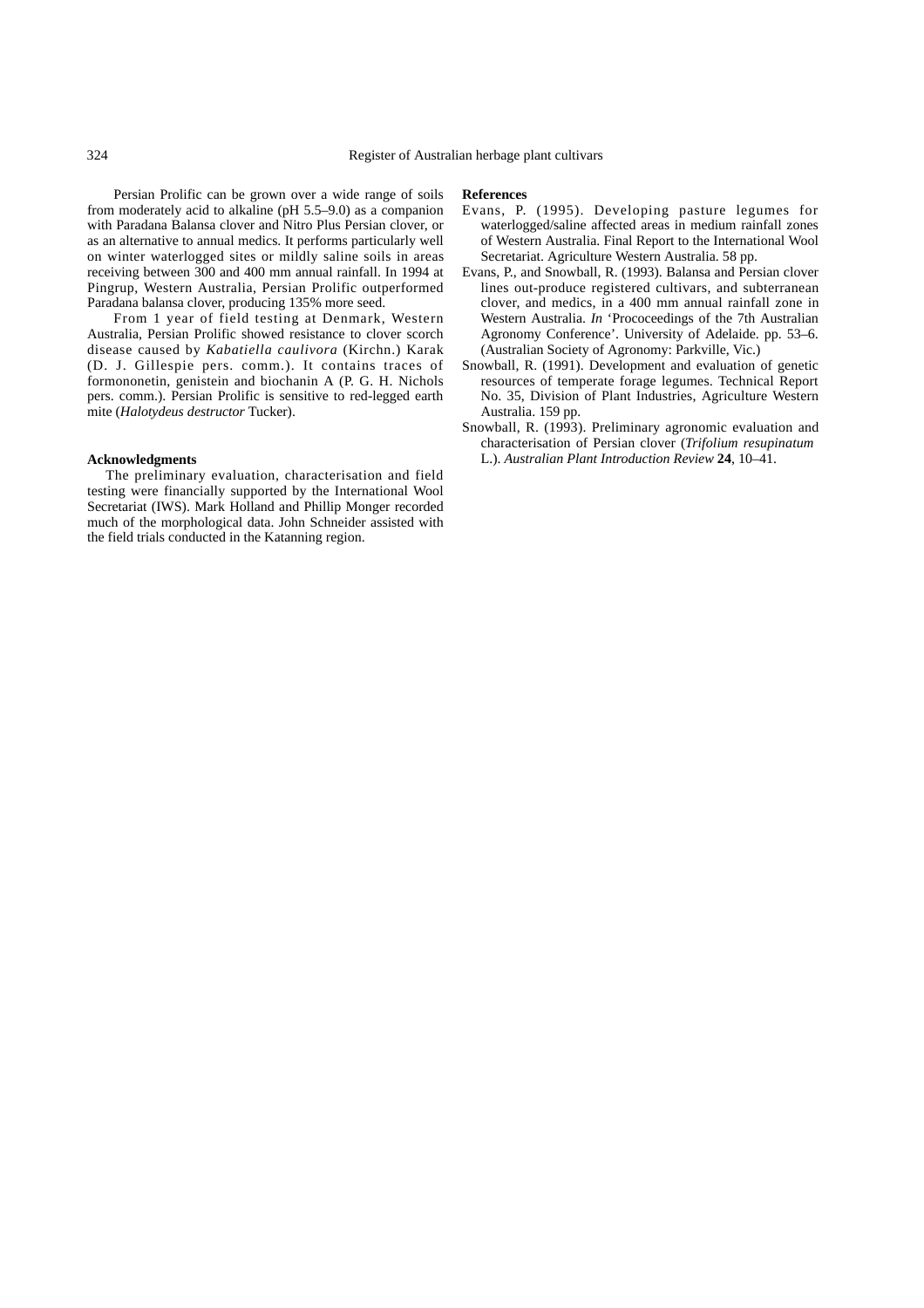Persian Prolific can be grown over a wide range of soils from moderately acid to alkaline (pH 5.5–9.0) as a companion with Paradana Balansa clover and Nitro Plus Persian clover, or as an alternative to annual medics. It performs particularly well on winter waterlogged sites or mildly saline soils in areas receiving between 300 and 400 mm annual rainfall. In 1994 at Pingrup, Western Australia, Persian Prolific outperformed Paradana balansa clover, producing 135% more seed.

From 1 year of field testing at Denmark, Western Australia, Persian Prolific showed resistance to clover scorch disease caused by *Kabatiella caulivora* (Kirchn.) Karak (D. J. Gillespie pers. comm.). It contains traces of formononetin, genistein and biochanin A (P. G. H. Nichols pers. comm.). Persian Prolific is sensitive to red-legged earth mite (*Halotydeus destructor* Tucker).

### Acknowledgments

The preliminary evaluation, characterisation and field testing were financially supported by the International Wool Secretariat (IWS). Mark Holland and Phillip Monger recorded much of the morphological data. John Schneider assisted with the field trials conducted in the Katanning region.

### References

Evans, P. (1995). Developing pasture legumes for waterlogged/saline affected areas in medium rainfall zones of Western Australia. Final Report to the International Wool Secretariat. Agriculture Western Australia. 58 pp.

Evans, P., and Snowball, R. (1993). Balansa and Persian clover lines out-produce registered cultivars, and subterranean clover, and medics, in a 400 mm annual rainfall zone in Western Australia. *In* 'Prococeedings of the 7th Australian Agronomy Conference'. University of Adelaide. pp. 53–6. (Australian Society of Agronomy: Parkville, Vic.)

Snowball, R. (1991). Development and evaluation of genetic resources of temperate forage legumes. Technical Report No. 35, Division of Plant Industries, Agriculture Western Australia. 159 pp.

Snowball, R. (1993). Preliminary agronomic evaluation and characterisation of Persian clover (*Trifolium resupinatum* L.). *Australian Plant Introduction Review* **24**, 10–41.